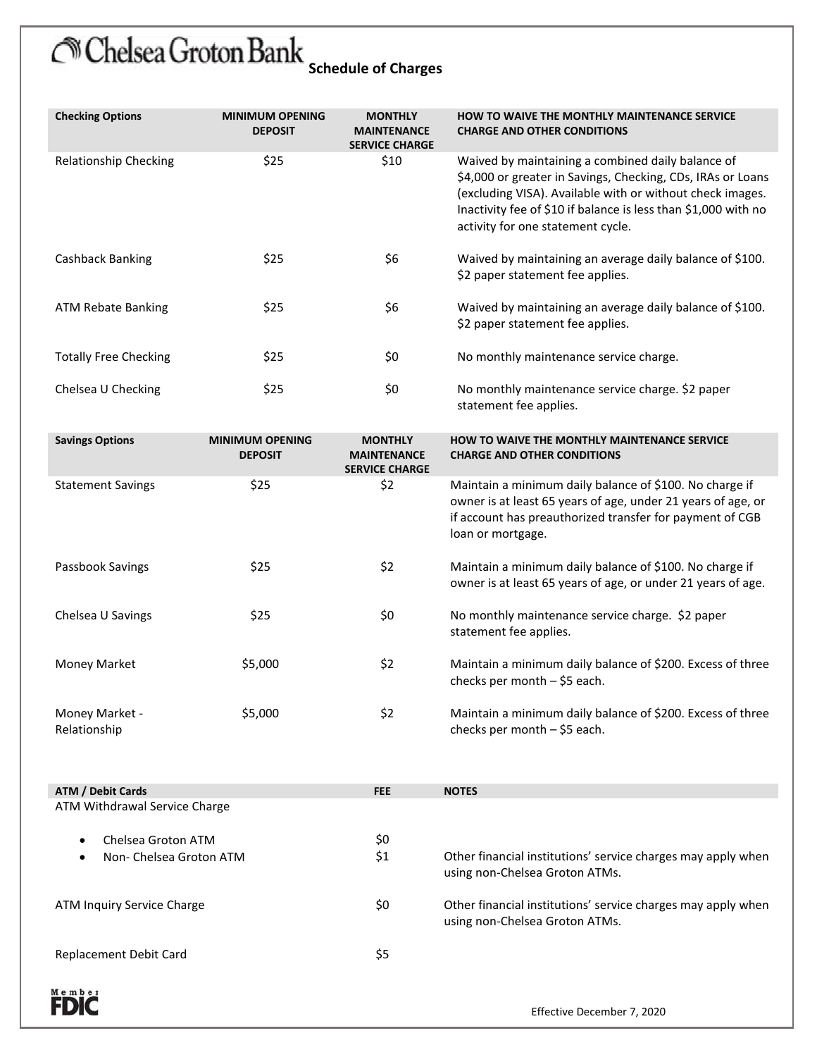# Chelsea Groton Bank

## Schedule of Charges

| Checking Options | MINIMUM OPENING DEPOSIT | MONTHLY MAINTENANCE SERVICE CHARGE | HOW TO WAIVE THE MONTHLY MAINTENANCE SERVICE CHARGE AND OTHER CONDITIONS |
|---|---|---|---|
| Relationship Checking | $25 | $10 | Waived by maintaining a combined daily balance of $4,000 or greater in Savings, Checking, CDs, IRAs or Loans (excluding VISA). Available with or without check images. Inactivity fee of $10 if balance is less than $1,000 with no activity for one statement cycle. |
| Cashback Banking | $25 | $6 | Waived by maintaining an average daily balance of $100. $2 paper statement fee applies. |
| ATM Rebate Banking | $25 | $6 | Waived by maintaining an average daily balance of $100. $2 paper statement fee applies. |
| Totally Free Checking | $25 | $0 | No monthly maintenance service charge. |
| Chelsea U Checking | $25 | $0 | No monthly maintenance service charge. $2 paper statement fee applies. |

| Savings Options | MINIMUM OPENING DEPOSIT | MONTHLY MAINTENANCE SERVICE CHARGE | HOW TO WAIVE THE MONTHLY MAINTENANCE SERVICE CHARGE AND OTHER CONDITIONS |
|---|---|---|---|
| Statement Savings | $25 | $2 | Maintain a minimum daily balance of $100. No charge if owner is at least 65 years of age, under 21 years of age, or if account has preauthorized transfer for payment of CGB loan or mortgage. |
| Passbook Savings | $25 | $2 | Maintain a minimum daily balance of $100. No charge if owner is at least 65 years of age, or under 21 years of age. |
| Chelsea U Savings | $25 | $0 | No monthly maintenance service charge. $2 paper statement fee applies. |
| Money Market | $5,000 | $2 | Maintain a minimum daily balance of $200. Excess of three checks per month – $5 each. |
| Money Market - Relationship | $5,000 | $2 | Maintain a minimum daily balance of $200. Excess of three checks per month – $5 each. |

| ATM / Debit Cards | FEE | NOTES |
|---|---|---|
| ATM Withdrawal Service Charge | | |
| • Chelsea Groton ATM | $0 | |
| • Non- Chelsea Groton ATM | $1 | Other financial institutions' service charges may apply when using non-Chelsea Groton ATMs. |
| ATM Inquiry Service Charge | $0 | Other financial institutions' service charges may apply when using non-Chelsea Groton ATMs. |
| Replacement Debit Card | $5 | |

Member FDIC

Effective December 7, 2020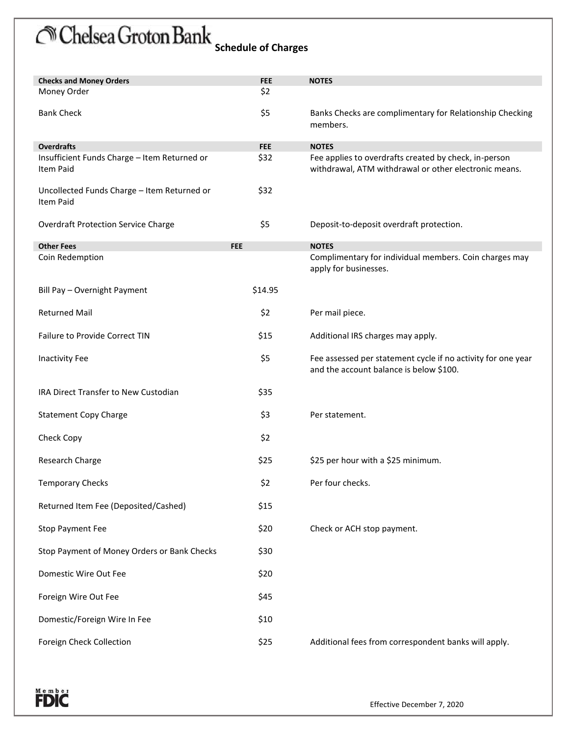# Chelsea Groton Bank

## Schedule of Charges

| Checks and Money Orders | FEE | NOTES |
| --- | --- | --- |
| Money Order | $2 | |
| Bank Check | $5 | Banks Checks are complimentary for Relationship Checking members. |

| Overdrafts | FEE | NOTES |
| --- | --- | --- |
| Insufficient Funds Charge – Item Returned or Item Paid | $32 | Fee applies to overdrafts created by check, in-person withdrawal, ATM withdrawal or other electronic means. |
| Uncollected Funds Charge – Item Returned or Item Paid | $32 | |
| Overdraft Protection Service Charge | $5 | Deposit-to-deposit overdraft protection. |

| Other Fees | FEE | NOTES |
| --- | --- | --- |
| Coin Redemption | | Complimentary for individual members. Coin charges may apply for businesses. |
| Bill Pay – Overnight Payment | $14.95 | |
| Returned Mail | $2 | Per mail piece. |
| Failure to Provide Correct TIN | $15 | Additional IRS charges may apply. |
| Inactivity Fee | $5 | Fee assessed per statement cycle if no activity for one year and the account balance is below $100. |
| IRA Direct Transfer to New Custodian | $35 | |
| Statement Copy Charge | $3 | Per statement. |
| Check Copy | $2 | |
| Research Charge | $25 | $25 per hour with a $25 minimum. |
| Temporary Checks | $2 | Per four checks. |
| Returned Item Fee (Deposited/Cashed) | $15 | |
| Stop Payment Fee | $20 | Check or ACH stop payment. |
| Stop Payment of Money Orders or Bank Checks | $30 | |
| Domestic Wire Out Fee | $20 | |
| Foreign Wire Out Fee | $45 | |
| Domestic/Foreign Wire In Fee | $10 | |
| Foreign Check Collection | $25 | Additional fees from correspondent banks will apply. |

Member FDIC

Effective December 7, 2020